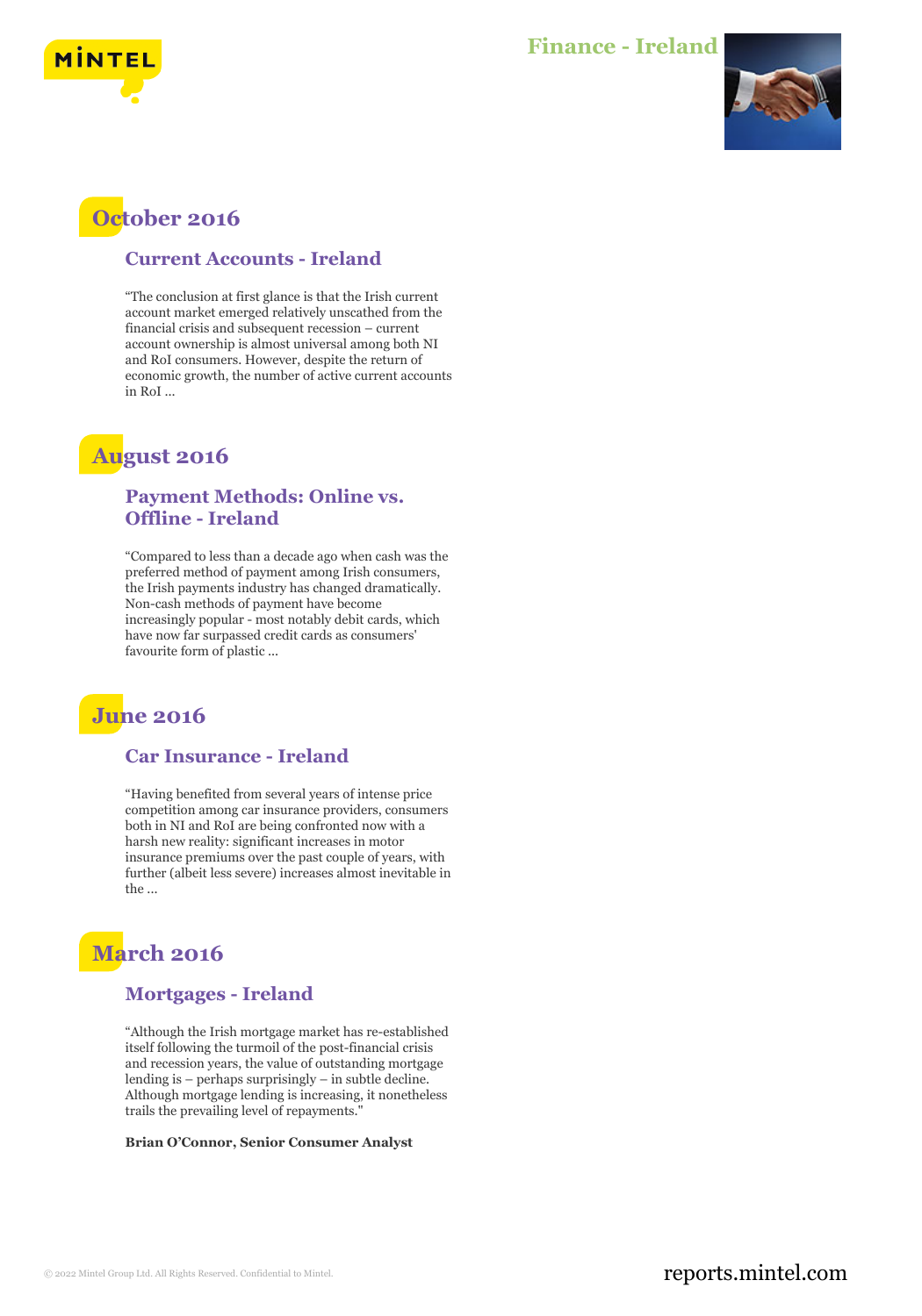# Finance - Ireland

## October 2016

### Current Accounts - Ireland

"The conclusion at first glance is that the Irish current account market emerged relatively unscathed from the financial crisis and subsequent recession – current account ownership is almost universal among both NI and RoI consumers. However, despite the return of economic growth, the number of active current accounts in RoI ...

## August 2016

### Payment Methods: Online vs. Offline - Ireland

"Compared to less than a decade ago when cash was the preferred method of payment among Irish consumers, the Irish payments industry has changed dramatically. Non-cash methods of payment have become increasingly popular - most notably debit cards, which have now far surpassed credit cards as consumers' favourite form of plastic ...

## June 2016

### Car Insurance - Ireland

"Having benefited from several years of intense price competition among car insurance providers, consumers both in NI and RoI are being confronted now with a harsh new reality: significant increases in motor insurance premiums over the past couple of years, with further (albeit less severe) increases almost inevitable in the ...

## March 2016

### Mortgages - Ireland

"Although the Irish mortgage market has re-established itself following the turmoil of the post-financial crisis and recession years, the value of outstanding mortgage lending is – perhaps surprisingly – in subtle decline. Although mortgage lending is increasing, it nonetheless trails the prevailing level of repayments."

**Brian O'Connor, Senior Consumer Analyst**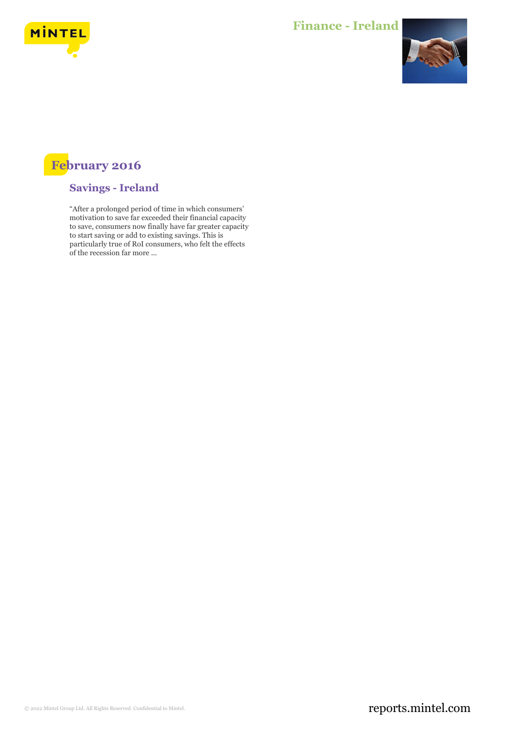# February 2016

## Savings - Ireland

"After a prolonged period of time in which consumers' motivation to save far exceeded their financial capacity to save, consumers now finally have far greater capacity to start saving or add to existing savings. This is particularly true of RoI consumers, who felt the effects of the recession far more ...